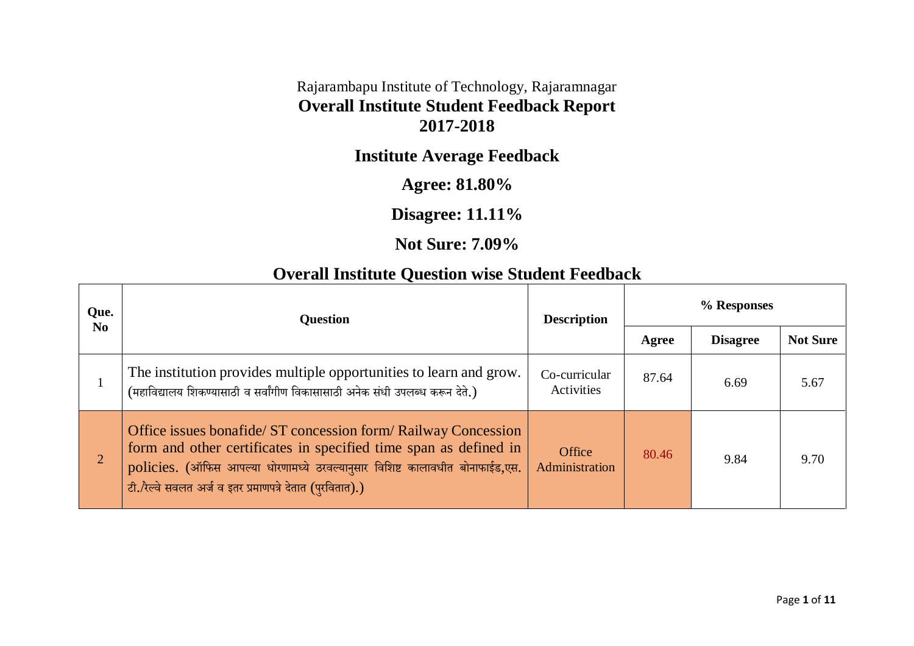Rajarambapu Institute of Technology, Rajaramnagar

# Overall Institute Student Feedback Report

# 2017-2018

## Institute Average Feedback

**Agree: 81.80%**

**Disagree: 11.11%**

**Not Sure: 7.09%**

## Overall Institute Question wise Student Feedback

| Que. No | Question | Description | % Responses | | |
|---|---|---|---|---|---|
| | | | Agree | Disagree | Not Sure |
| 1 | The institution provides multiple opportunities to learn and grow. (महाविद्यालय शिकण्यासाठी व सर्वांगीण विकासासाठी अनेक संधी उपलब्ध करून देते.) | Co-curricular Activities | 87.64 | 6.69 | 5.67 |
| 2 | Office issues bonafide/ ST concession form/ Railway Concession form and other certificates in specified time span as defined in policies. (ऑफिस आपल्या धोरणामध्ये ठरवल्यानुसार विशिष्ट कालावधीत बोनाफाईड,एस.टी./रेल्वे सवलत अर्ज व इतर प्रमाणपत्रे देतात (पुरवितात).) | Office Administration | 80.46 | 9.84 | 9.70 |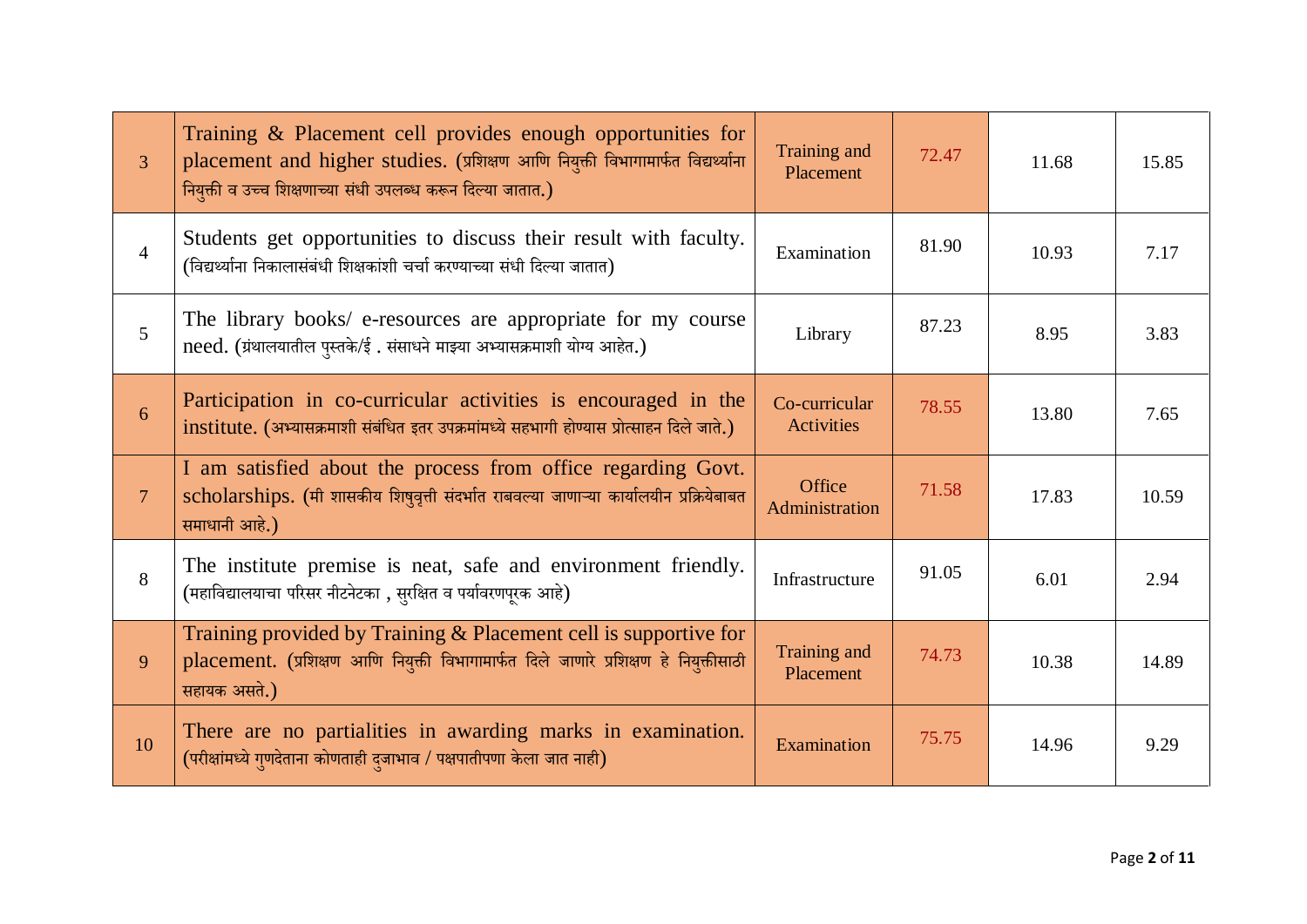| | | | | | |
|---|---|---|---|---|---|
| 3 | Training & Placement cell provides enough opportunities for placement and higher studies. (प्रशिक्षण आणि नियुक्ती विभागामार्फत विद्यार्थ्यांना नियुक्ती व उच्च शिक्षणाच्या संधी उपलब्ध करून दिल्या जातात.) | Training and Placement | 72.47 | 11.68 | 15.85 |
| 4 | Students get opportunities to discuss their result with faculty. (विद्यार्थ्यांना निकालासंबंधी शिक्षकांशी चर्चा करण्याच्या संधी दिल्या जातात) | Examination | 81.90 | 10.93 | 7.17 |
| 5 | The library books/ e-resources are appropriate for my course need. (ग्रंथालयातील पुस्तके/ई . संसाधने माझ्या अभ्यासक्रमाशी योग्य आहेत.) | Library | 87.23 | 8.95 | 3.83 |
| 6 | Participation in co-curricular activities is encouraged in the institute. (अभ्यासक्रमाशी संबंधित इतर उपक्रमांमध्ये सहभागी होण्यास प्रोत्साहन दिले जाते.) | Co-curricular Activities | 78.55 | 13.80 | 7.65 |
| 7 | I am satisfied about the process from office regarding Govt. scholarships. (मी शासकीय शिषुवृत्ती संदर्भात राबवल्या जाणाऱ्या कार्यालयीन प्रक्रियेबाबत समाधानी आहे.) | Office Administration | 71.58 | 17.83 | 10.59 |
| 8 | The institute premise is neat, safe and environment friendly. (महाविद्यालयाचा परिसर नीटनेटका , सुरक्षित व पर्यावरणपूरक आहे) | Infrastructure | 91.05 | 6.01 | 2.94 |
| 9 | Training provided by Training & Placement cell is supportive for placement. (प्रशिक्षण आणि नियुक्ती विभागामार्फत दिले जाणारे प्रशिक्षण हे नियुक्तीसाठी सहायक असते.) | Training and Placement | 74.73 | 10.38 | 14.89 |
| 10 | There are no partialities in awarding marks in examination. (परीक्षांमध्ये गुणदेताना कोणताही दुजाभाव / पक्षपातीपणा केला जात नाही) | Examination | 75.75 | 14.96 | 9.29 |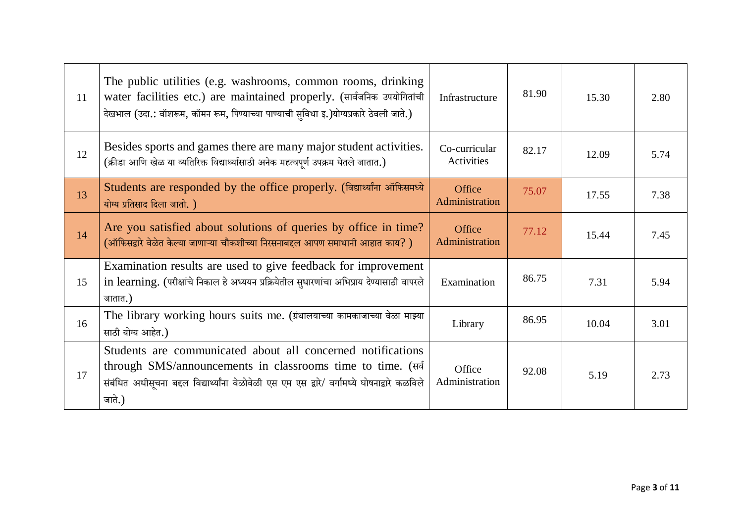| 11 | The public utilities (e.g. washrooms, common rooms, drinking water facilities etc.) are maintained properly. (सार्वजनिक उपयोगितांची देखभाल (उदा.: वॉशरूम, कॉमन रूम, पिण्याच्या पाण्याची सुविधा इ.)योग्यप्रकारे ठेवली जाते.) | Infrastructure | 81.90 | 15.30 | 2.80 |
|---|---|---|---|---|---|
| 12 | Besides sports and games there are many major student activities. (क्रीडा आणि खेळ या व्यतिरिक्त विद्यार्थ्यांसाठी अनेक महत्वपूर्ण उपक्रम घेतले जातात.) | Co-curricular Activities | 82.17 | 12.09 | 5.74 |
| 13 | Students are responded by the office properly. (विद्यार्थ्यांना ऑफिसमध्ये योग्य प्रतिसाद दिला जातो. ) | Office Administration | 75.07 | 17.55 | 7.38 |
| 14 | Are you satisfied about solutions of queries by office in time? (ऑफिसद्वारे वेळेत केल्या जाणाऱ्या चौकशीच्या निरसनाबद्दल आपण समाधानी आहात काय? ) | Office Administration | 77.12 | 15.44 | 7.45 |
| 15 | Examination results are used to give feedback for improvement in learning. (परीक्षांचे निकाल हे अध्ययन प्रक्रियेतील सुधारणांचा अभिप्राय देण्यासाठी वापरले जातात.) | Examination | 86.75 | 7.31 | 5.94 |
| 16 | The library working hours suits me. (ग्रंथालयाच्या कामकाजाच्या वेळा माझ्या साठी योग्य आहेत.) | Library | 86.95 | 10.04 | 3.01 |
| 17 | Students are communicated about all concerned notifications through SMS/announcements in classrooms time to time. (सर्व संबंधित अधीसूचना बद्दल विद्यार्थ्यांना वेळोवेळी एस एम एस द्वारे/ वर्गामध्ये घोषनाद्वारे कळविले जाते.) | Office Administration | 92.08 | 5.19 | 2.73 |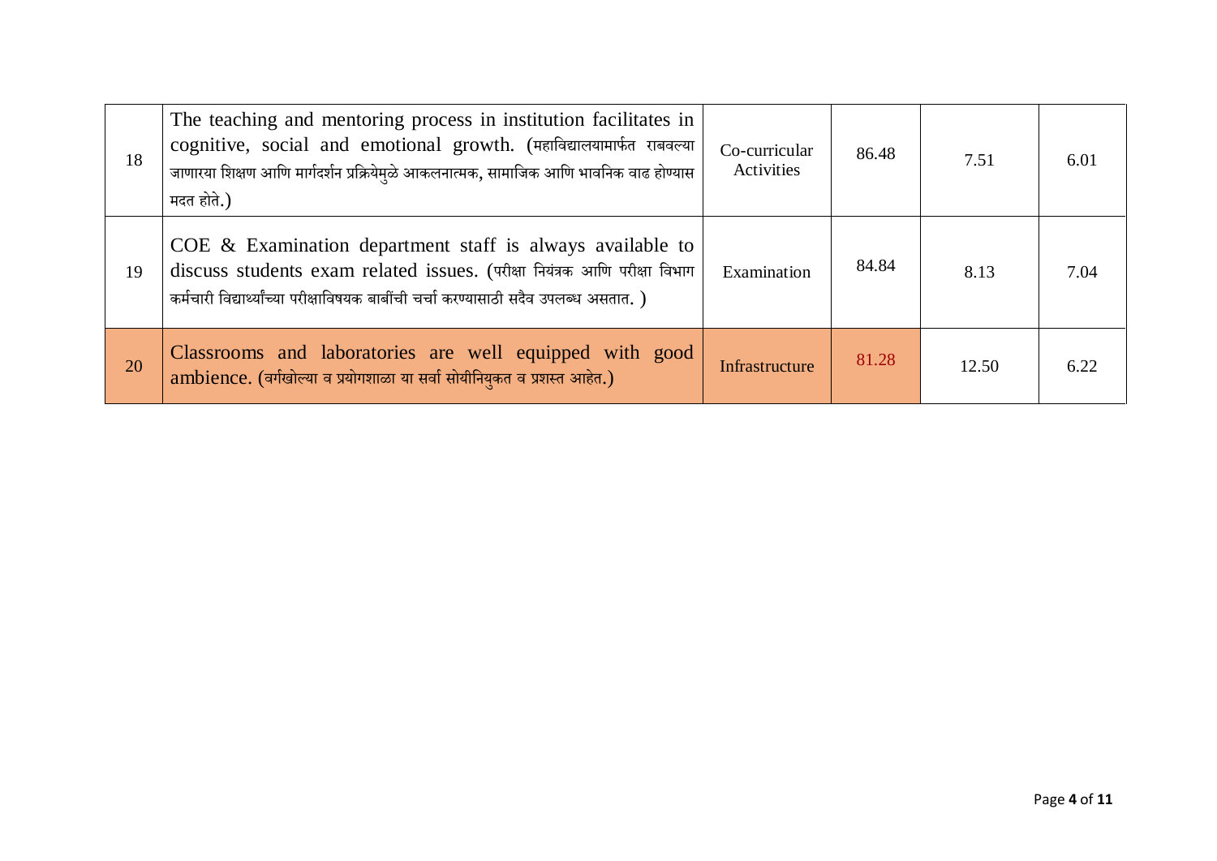| 18 | The teaching and mentoring process in institution facilitates in cognitive, social and emotional growth. (महाविद्यालयामार्फत राबवल्या जाणाऱ्या शिक्षण आणि मार्गदर्शन प्रक्रियेमुळे आकलनात्मक, सामाजिक आणि भावनिक वाढ होण्यास मदत होते.) | Co-curricular Activities | 86.48 | 7.51 | 6.01 |
|---|---|---|---|---|---|
| 19 | COE & Examination department staff is always available to discuss students exam related issues. (परीक्षा नियंत्रक आणि परीक्षा विभाग कर्मचारी विद्यार्थ्यांच्या परीक्षाविषयक बाबींची चर्चा करण्यासाठी सदैव उपलब्ध असतात. ) | Examination | 84.84 | 8.13 | 7.04 |
| 20 | Classrooms and laboratories are well equipped with good ambience. (वर्गखोल्या व प्रयोगशाळा या सर्वा सोयीनियुकत व प्रशस्त आहेत.) | Infrastructure | 81.28 | 12.50 | 6.22 |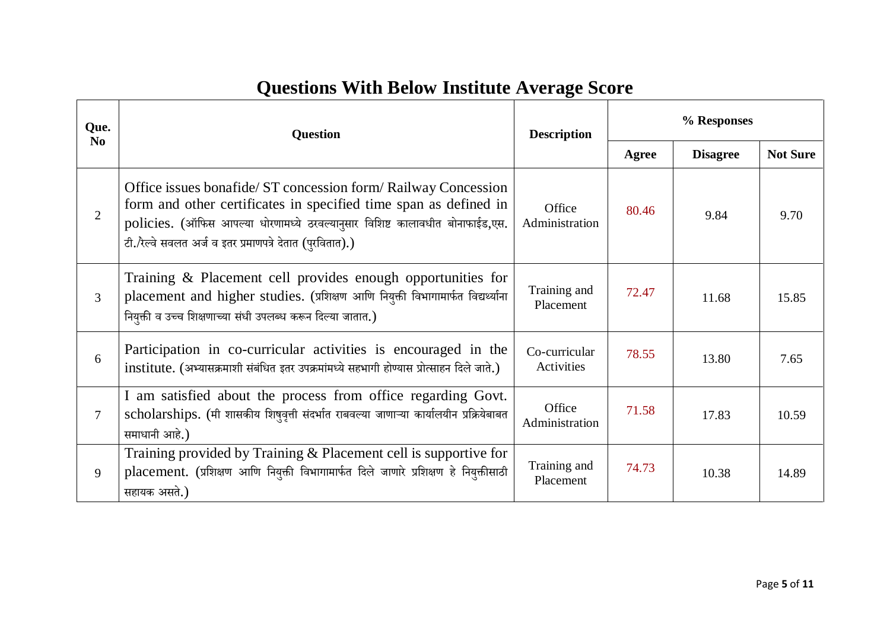## Questions With Below Institute Average Score

| Que. No | Question | Description | % Responses | | |
|---|---|---|---|---|---|
| | | | Agree | Disagree | Not Sure |
| 2 | Office issues bonafide/ ST concession form/ Railway Concession form and other certificates in specified time span as defined in policies. (ऑफिस आपल्या धोरणामध्ये ठरवल्यानुसार विशिष्ट कालावधीत बोनाफाईड,एस. टी./रेल्वे सवलत अर्ज व इतर प्रमाणपत्रे देतात (पुरवितात).) | Office Administration | 80.46 | 9.84 | 9.70 |
| 3 | Training & Placement cell provides enough opportunities for placement and higher studies. (प्रशिक्षण आणि नियुक्ती विभागामार्फत विद्यर्थ्यांना नियुक्ती व उच्च शिक्षणाच्या संधी उपलब्ध करून दिल्या जातात.) | Training and Placement | 72.47 | 11.68 | 15.85 |
| 6 | Participation in co-curricular activities is encouraged in the institute. (अभ्यासक्रमाशी संबंधित इतर उपक्रमांमध्ये सहभागी होण्यास प्रोत्साहन दिले जाते.) | Co-curricular Activities | 78.55 | 13.80 | 7.65 |
| 7 | I am satisfied about the process from office regarding Govt. scholarships. (मी शासकीय शिषुवृत्ती संदर्भात राबवल्या जाणाऱ्या कार्यालयीन प्रक्रियेबाबत समाधानी आहे.) | Office Administration | 71.58 | 17.83 | 10.59 |
| 9 | Training provided by Training & Placement cell is supportive for placement. (प्रशिक्षण आणि नियुक्ती विभागामार्फत दिले जाणारे प्रशिक्षण हे नियुक्तीसाठी सहायक असते.) | Training and Placement | 74.73 | 10.38 | 14.89 |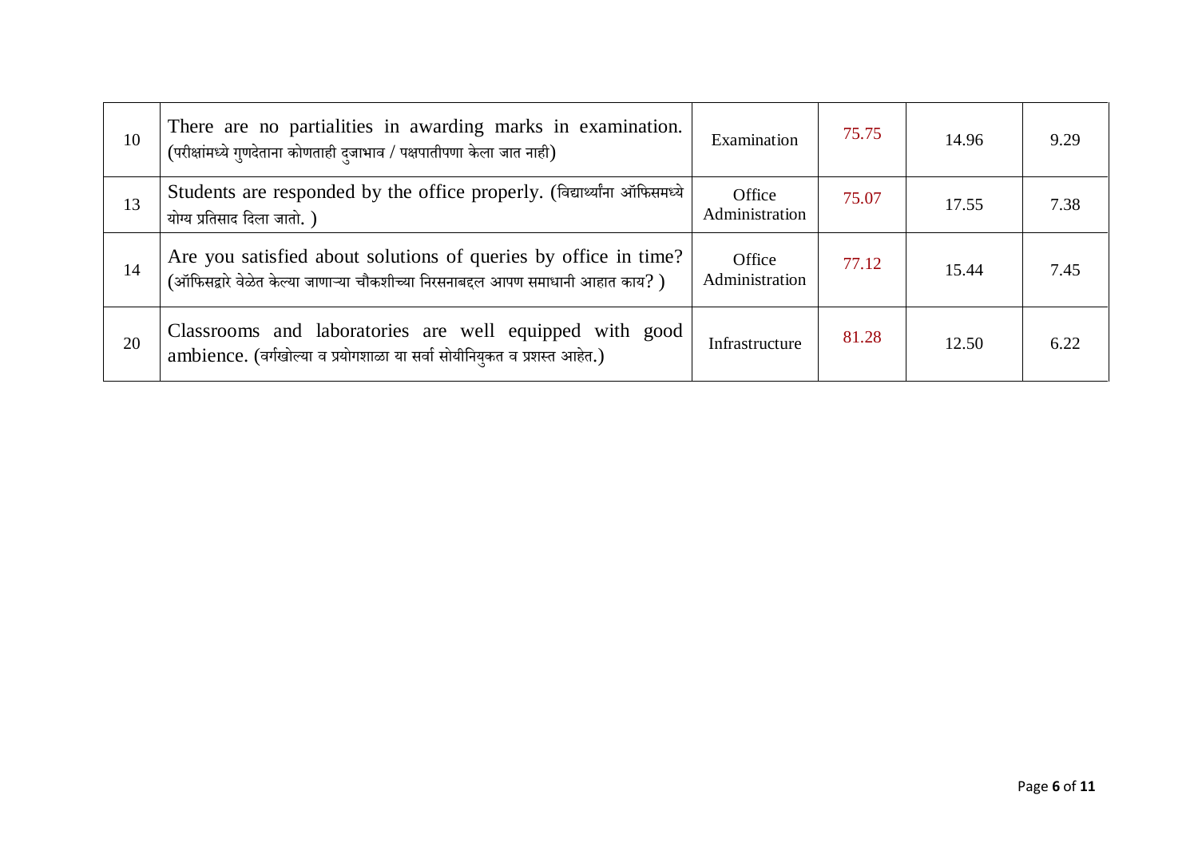| 10 | There are no partialities in awarding marks in examination. (परीक्षांमध्ये गुणदेताना कोणताही दुजाभाव / पक्षपातीपणा केला जात नाही) | Examination | 75.75 | 14.96 | 9.29 |
|---|---|---|---|---|---|
| 13 | Students are responded by the office properly. (विद्यार्थ्यांना ऑफिसमध्ये योग्य प्रतिसाद दिला जातो. ) | Office Administration | 75.07 | 17.55 | 7.38 |
| 14 | Are you satisfied about solutions of queries by office in time? (ऑफिसद्वारे वेळेत केल्या जाणाऱ्या चौकशीच्या निरसनाबद्दल आपण समाधानी आहात काय? ) | Office Administration | 77.12 | 15.44 | 7.45 |
| 20 | Classrooms and laboratories are well equipped with good ambience. (वर्गखोल्या व प्रयोगशाळा या सर्वा सोयींनियुक्त व प्रशस्त आहेत.) | Infrastructure | 81.28 | 12.50 | 6.22 |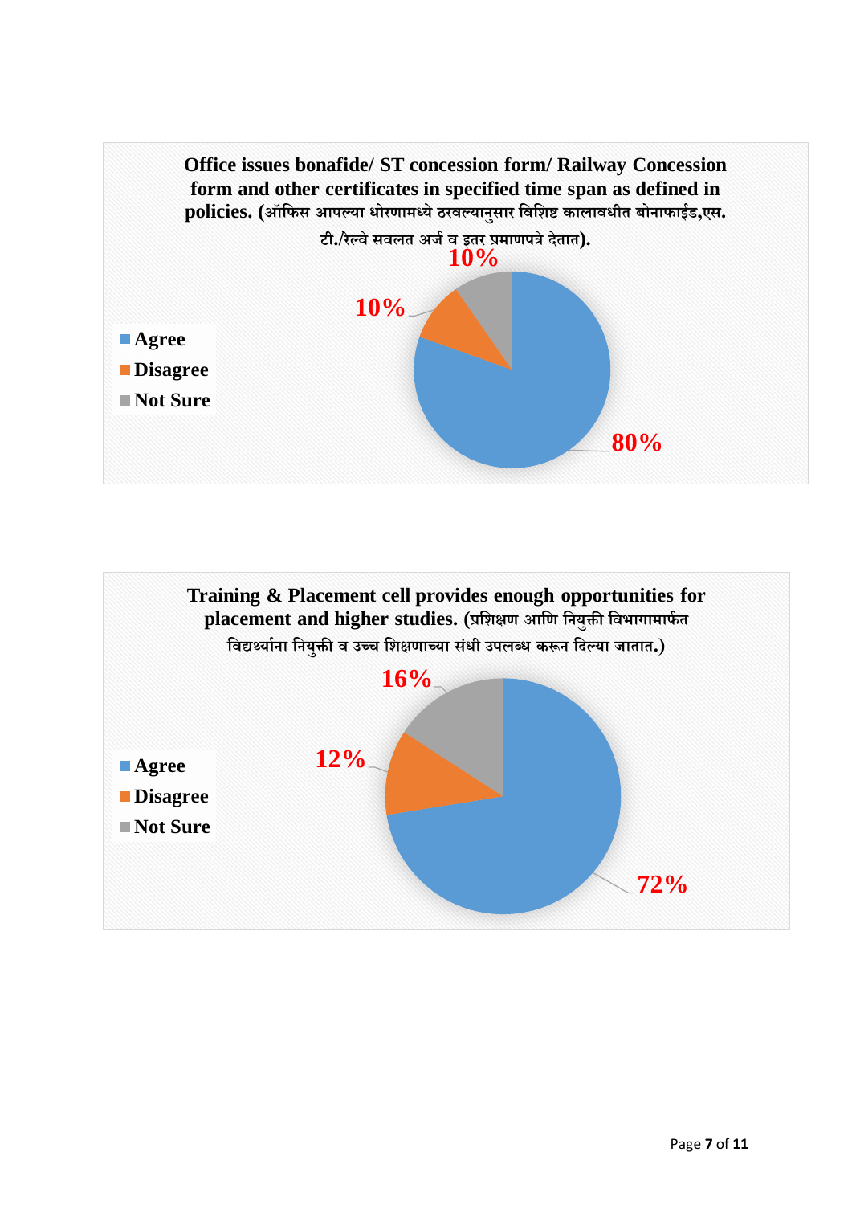**Office issues bonafide/ ST concession form/ Railway Concession form and other certificates in specified time span as defined in policies. (ऑफिस आपल्या धोरणामध्ये ठरवल्यानुसार विशिष्ट कालावधीत बोनाफाईड,एस. टी./रेल्वे सवलत अर्ज व इतर प्रमाणपत्रे देतात).**

| Response | Percentage |
|---|---|
| Agree | 80% |
| Disagree | 10% |
| Not Sure | 10% |

**Training & Placement cell provides enough opportunities for placement and higher studies. (प्रशिक्षण आणि नियुक्ती विभागामार्फत विद्यार्थ्यांना नियुक्ती व उच्च शिक्षणाच्या संधी उपलब्ध करून दिल्या जातात.)**

| Response | Percentage |
|---|---|
| Agree | 72% |
| Disagree | 12% |
| Not Sure | 16% |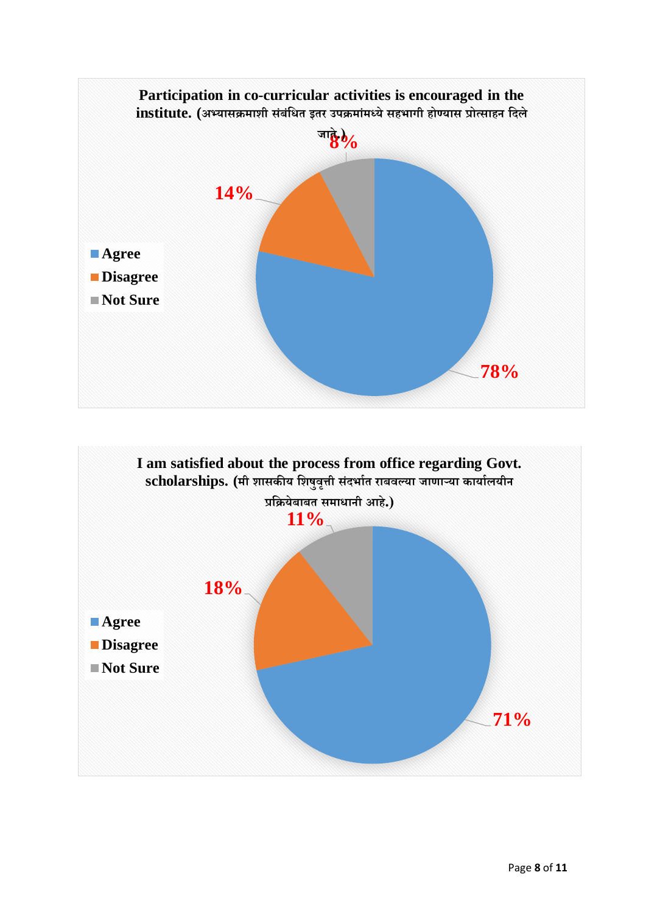## Participation in co-curricular activities is encouraged in the institute. (अभ्यासक्रमाशी संबंधित इतर उपक्रमांमध्ये सहभागी होण्यास प्रोत्साहन दिले जाते.)

| Response | Percentage |
|---|---|
| Agree | 78% |
| Disagree | 14% |
| Not Sure | 8% |

## I am satisfied about the process from office regarding Govt. scholarships. (मी शासकीय शिषुवृत्ती संदर्भात राबवल्या जाणाऱ्या कार्यालयीन प्रक्रियेबाबत समाधानी आहे.)

| Response | Percentage |
|---|---|
| Agree | 71% |
| Disagree | 18% |
| Not Sure | 11% |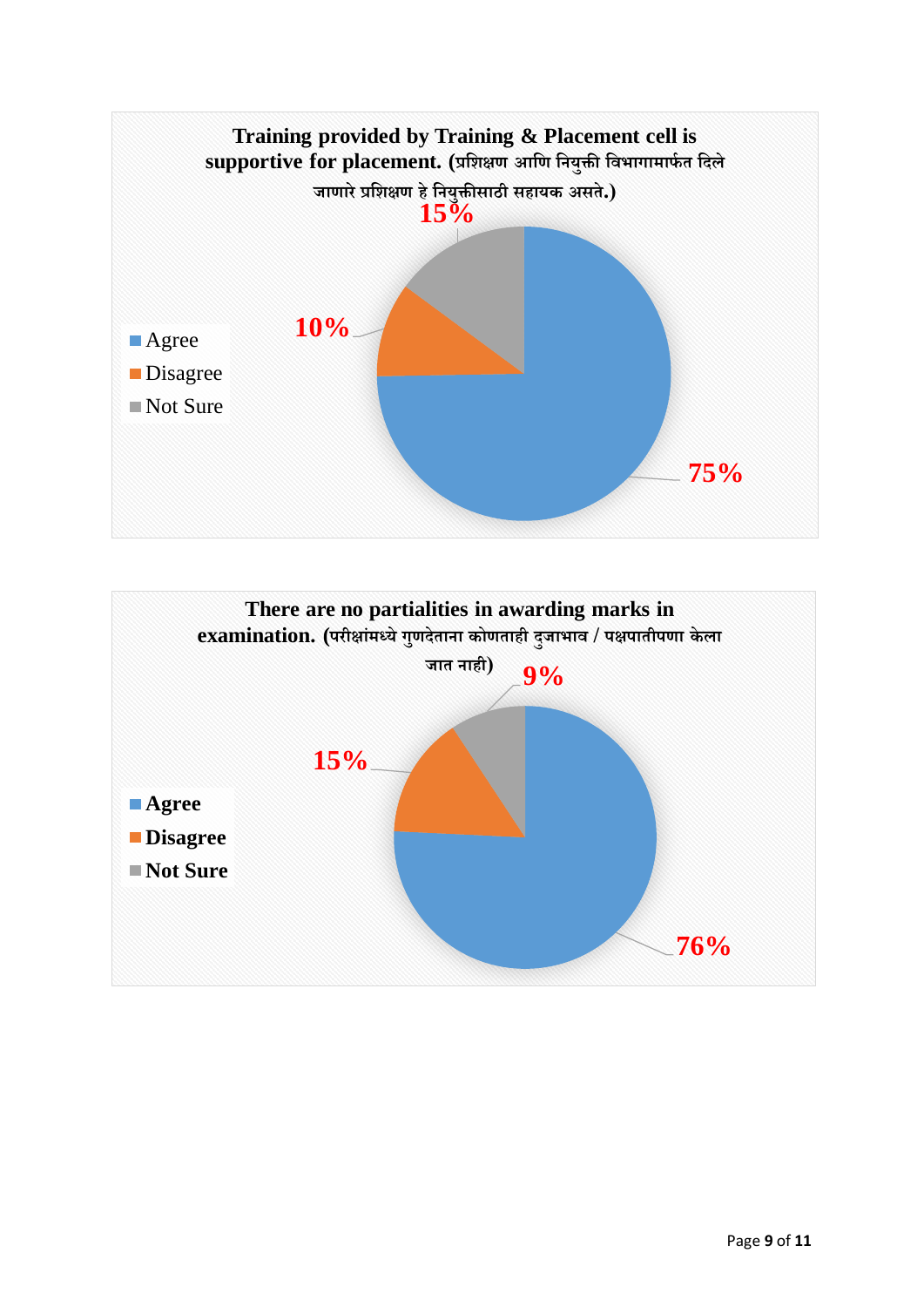**Training provided by Training & Placement cell is supportive for placement. (प्रशिक्षण आणि नियुक्ती विभागामार्फत दिले जाणारे प्रशिक्षण हे नियुक्तीसाठी सहायक असते.)**

| Response | Percentage |
|---|---|
| Agree | 75% |
| Disagree | 10% |
| Not Sure | 15% |

**There are no partialities in awarding marks in examination. (परीक्षांमध्ये गुणदेताना कोणताही दुजाभाव / पक्षपातीपणा केला जात नाही)**

| Response | Percentage |
|---|---|
| Agree | 76% |
| Disagree | 15% |
| Not Sure | 9% |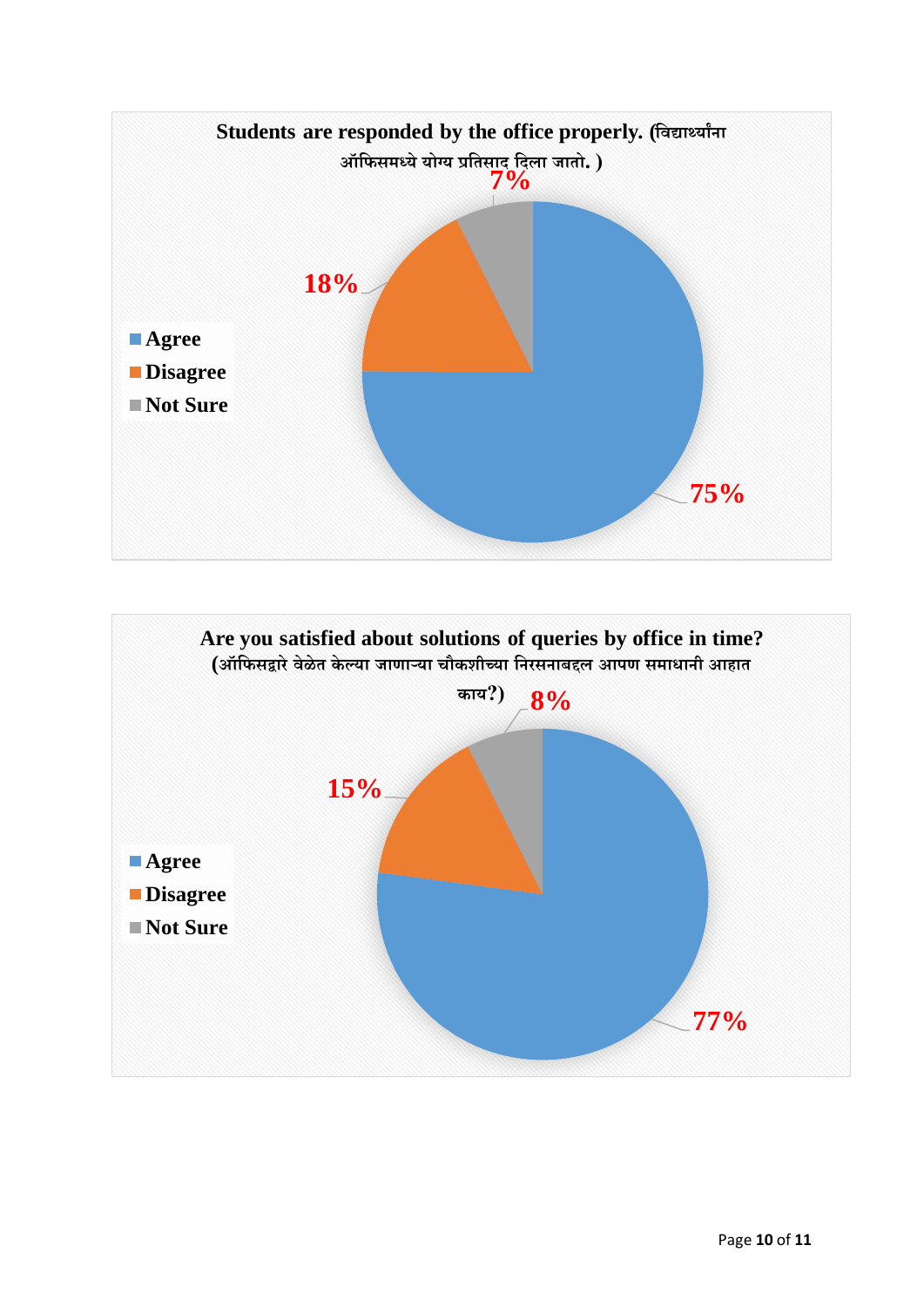**Students are responded by the office properly. (विद्यार्थ्यांना ऑफिसमध्ये योग्य प्रतिसाद दिला जातो. )**

| Response | Percentage |
|---|---|
| Agree | 75% |
| Disagree | 18% |
| Not Sure | 7% |

**Are you satisfied about solutions of queries by office in time? (ऑफिसद्वारे वेळेत केल्या जाणाऱ्या चौकशीच्या निरसनाबद्दल आपण समाधानी आहात काय?)**

| Response | Percentage |
|---|---|
| Agree | 77% |
| Disagree | 15% |
| Not Sure | 8% |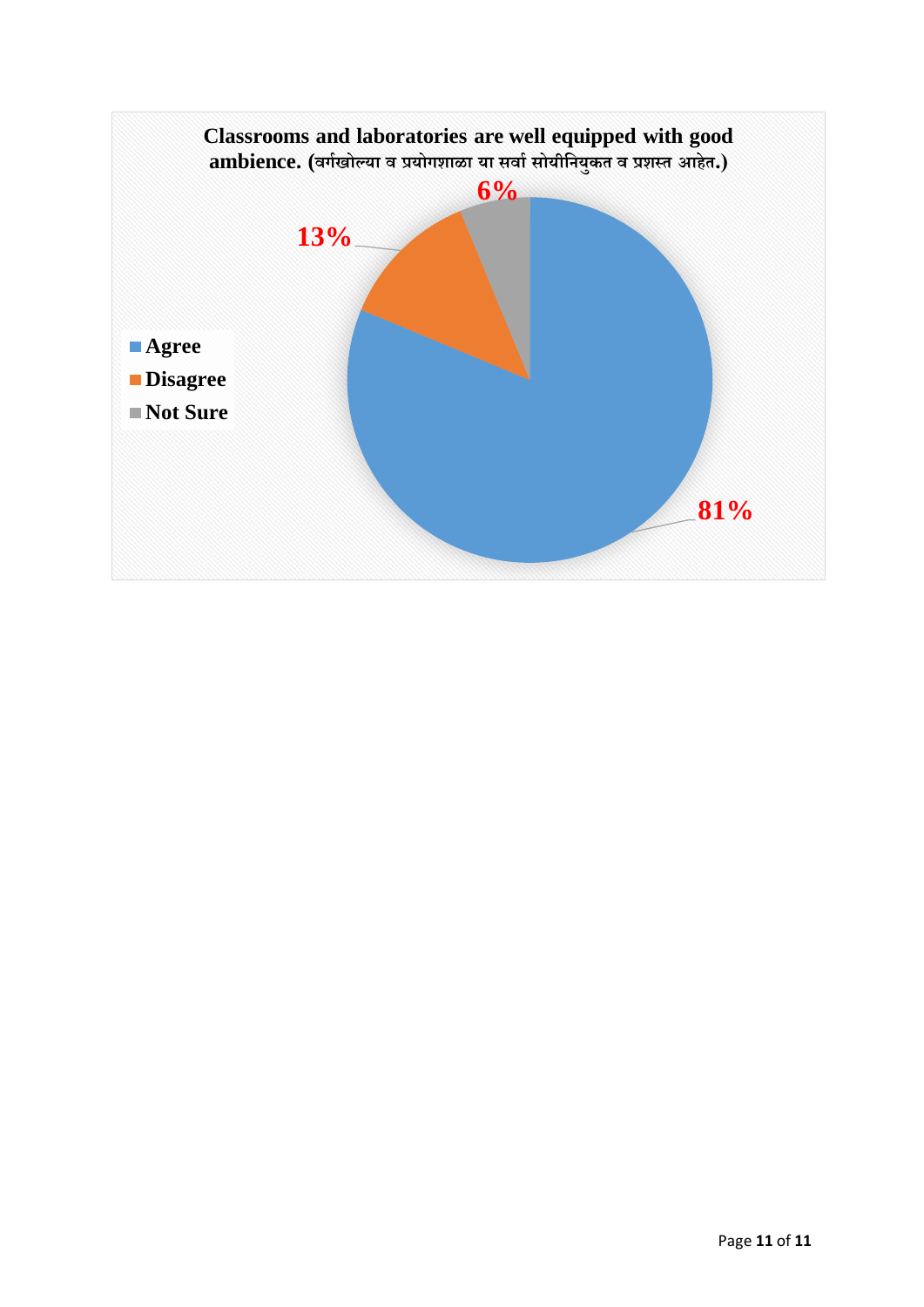**Classrooms and laboratories are well equipped with good ambience. (वर्गखोल्या व प्रयोगशाळा या सर्वा सोयीनियुकत व प्रशस्त आहेत.)**

Agree

Disagree

Not Sure

81%

13%

6%